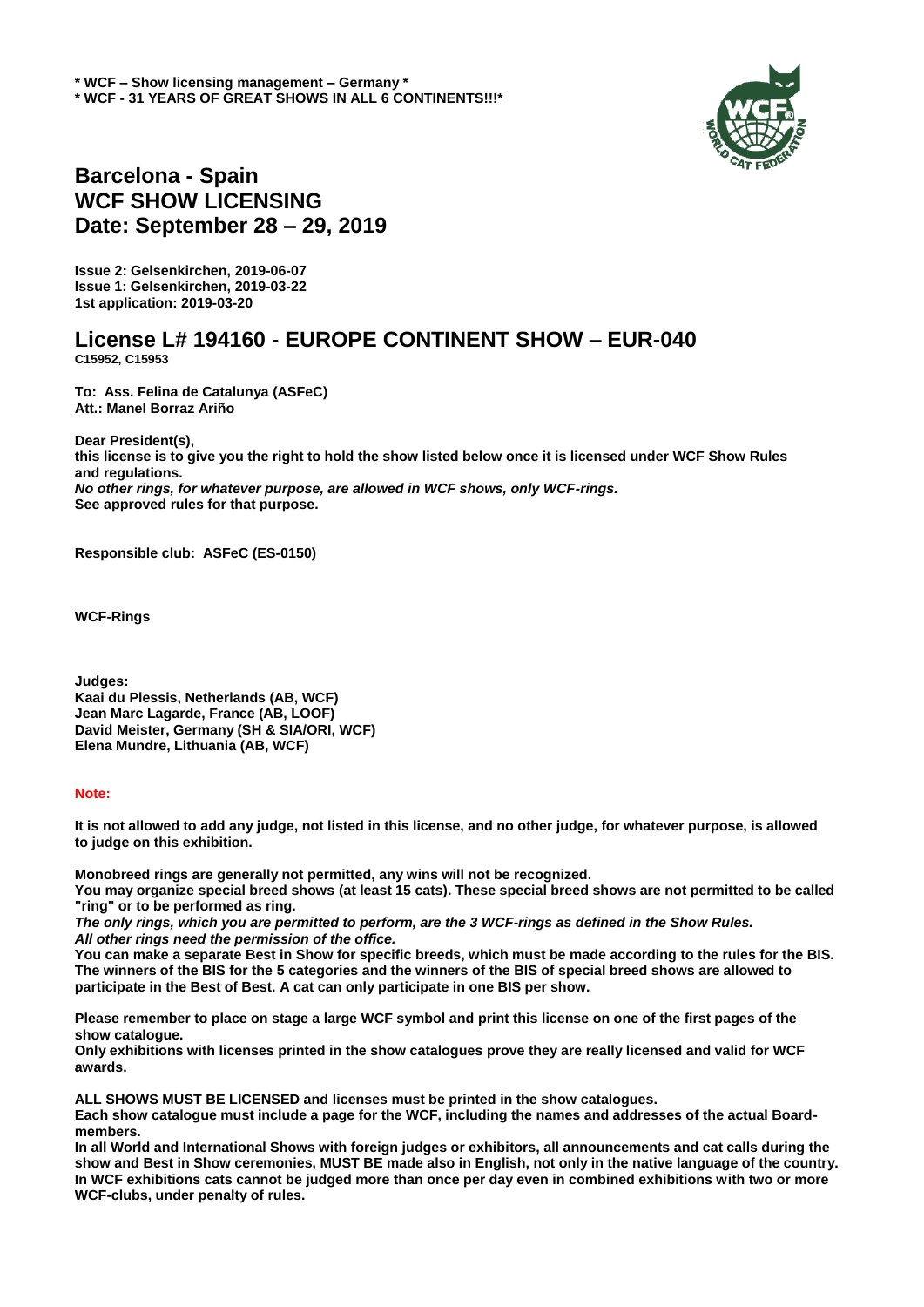**\* WCF – Show licensing management – Germany \***
**\* WCF - 31 YEARS OF GREAT SHOWS IN ALL 6 CONTINENTS!!!\***

# Barcelona - Spain
# WCF SHOW LICENSING
# Date: September 28 – 29, 2019

**Issue 2: Gelsenkirchen, 2019-06-07**
**Issue 1: Gelsenkirchen, 2019-03-22**
**1st application: 2019-03-20**

## License L# 194160 - EUROPE CONTINENT SHOW – EUR-040

**C15952, C15953**

**To: Ass. Felina de Catalunya (ASFeC)**
**Att.: Manel Borraz Ariño**

**Dear President(s),**
**this license is to give you the right to hold the show listed below once it is licensed under WCF Show Rules and regulations.**
***No other rings, for whatever purpose, are allowed in WCF shows, only WCF-rings.***
**See approved rules for that purpose.**

**Responsible club: ASFeC (ES-0150)**

**WCF-Rings**

**Judges:**
**Kaai du Plessis, Netherlands (AB, WCF)**
**Jean Marc Lagarde, France (AB, LOOF)**
**David Meister, Germany (SH & SIA/ORI, WCF)**
**Elena Mundre, Lithuania (AB, WCF)**

**Note:**

**It is not allowed to add any judge, not listed in this license, and no other judge, for whatever purpose, is allowed to judge on this exhibition.**

**Monobreed rings are generally not permitted, any wins will not be recognized.**
**You may organize special breed shows (at least 15 cats). These special breed shows are not permitted to be called "ring" or to be performed as ring.**
***The only rings, which you are permitted to perform, are the 3 WCF-rings as defined in the Show Rules.***
***All other rings need the permission of the office.***
**You can make a separate Best in Show for specific breeds, which must be made according to the rules for the BIS. The winners of the BIS for the 5 categories and the winners of the BIS of special breed shows are allowed to participate in the Best of Best. A cat can only participate in one BIS per show.**

**Please remember to place on stage a large WCF symbol and print this license on one of the first pages of the show catalogue.**
**Only exhibitions with licenses printed in the show catalogues prove they are really licensed and valid for WCF awards.**

**ALL SHOWS MUST BE LICENSED and licenses must be printed in the show catalogues.**
**Each show catalogue must include a page for the WCF, including the names and addresses of the actual Board-members.**
**In all World and International Shows with foreign judges or exhibitors, all announcements and cat calls during the show and Best in Show ceremonies, MUST BE made also in English, not only in the native language of the country.**
**In WCF exhibitions cats cannot be judged more than once per day even in combined exhibitions with two or more WCF-clubs, under penalty of rules.**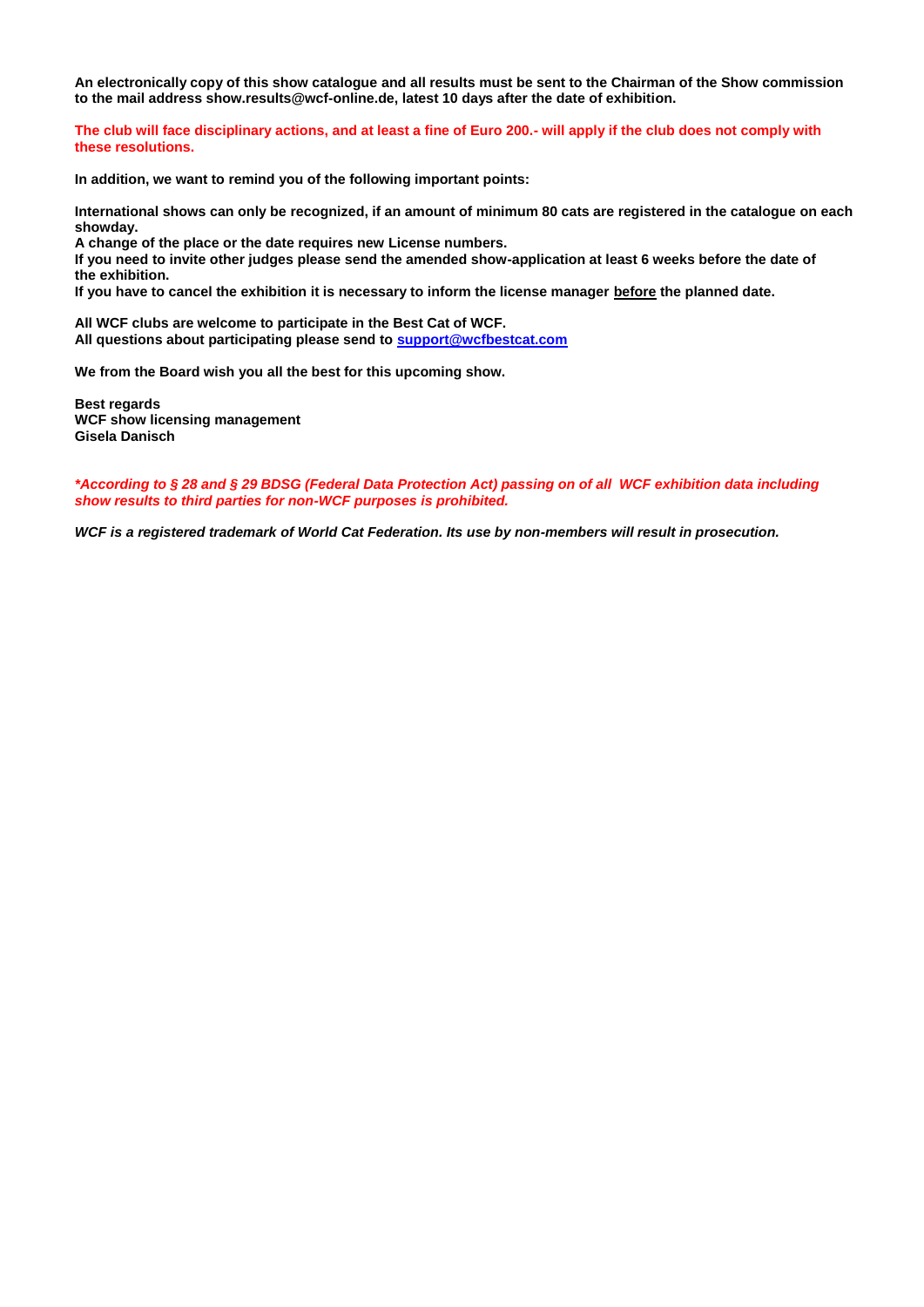**An electronically copy of this show catalogue and all results must be sent to the Chairman of the Show commission to the mail address show.results@wcf-online.de, latest 10 days after the date of exhibition.**

**The club will face disciplinary actions, and at least a fine of Euro 200.- will apply if the club does not comply with these resolutions.**

**In addition, we want to remind you of the following important points:**

**International shows can only be recognized, if an amount of minimum 80 cats are registered in the catalogue on each showday.**
**A change of the place or the date requires new License numbers.**
**If you need to invite other judges please send the amended show-application at least 6 weeks before the date of the exhibition.**
**If you have to cancel the exhibition it is necessary to inform the license manager <u>before</u> the planned date.**

**All WCF clubs are welcome to participate in the Best Cat of WCF.**
**All questions about participating please send to [support@wcfbestcat.com](mailto:support@wcfbestcat.com)**

**We from the Board wish you all the best for this upcoming show.**

**Best regards**
**WCF show licensing management**
**Gisela Danisch**

***According to § 28 and § 29 BDSG (Federal Data Protection Act) passing on of all WCF exhibition data including show results to third parties for non-WCF purposes is prohibited.***

***WCF is a registered trademark of World Cat Federation. Its use by non-members will result in prosecution.***